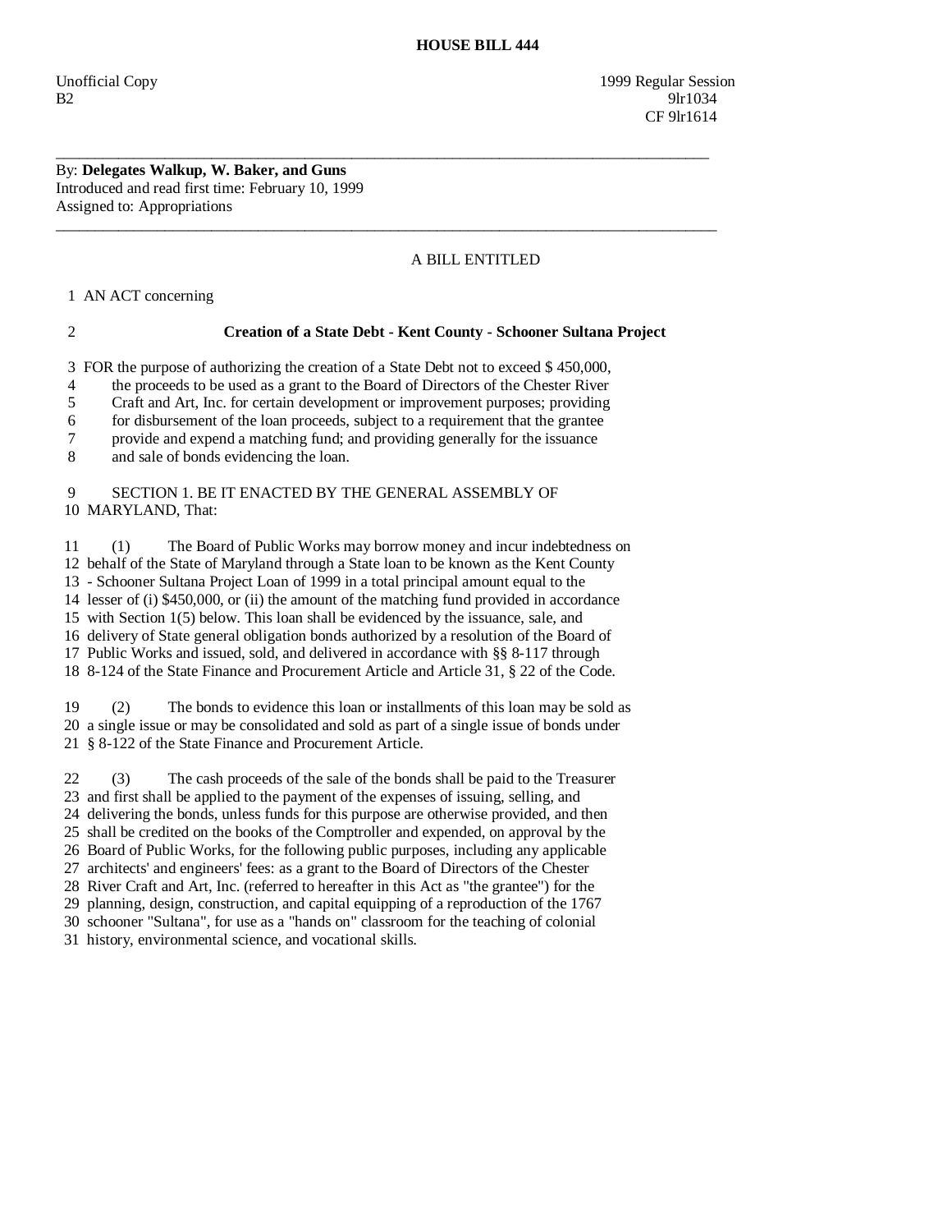# HOUSE BILL 444

Unofficial Copy  
B2

1999 Regular Session  
9lr1034  
CF 9lr1614

---

By: **Delegates Walkup, W. Baker, and Guns**  
Introduced and read first time: February 10, 1999  
Assigned to: Appropriations

---

A BILL ENTITLED

1 AN ACT concerning

2 **Creation of a State Debt - Kent County - Schooner Sultana Project**

3 FOR the purpose of authorizing the creation of a State Debt not to exceed $ 450,000,
4 the proceeds to be used as a grant to the Board of Directors of the Chester River
5 Craft and Art, Inc. for certain development or improvement purposes; providing
6 for disbursement of the loan proceeds, subject to a requirement that the grantee
7 provide and expend a matching fund; and providing generally for the issuance
8 and sale of bonds evidencing the loan.

9 SECTION 1. BE IT ENACTED BY THE GENERAL ASSEMBLY OF
10 MARYLAND, That:

11 (1) The Board of Public Works may borrow money and incur indebtedness on
12 behalf of the State of Maryland through a State loan to be known as the Kent County
13 - Schooner Sultana Project Loan of 1999 in a total principal amount equal to the
14 lesser of (i) $450,000, or (ii) the amount of the matching fund provided in accordance
15 with Section 1(5) below. This loan shall be evidenced by the issuance, sale, and
16 delivery of State general obligation bonds authorized by a resolution of the Board of
17 Public Works and issued, sold, and delivered in accordance with §§ 8-117 through
18 8-124 of the State Finance and Procurement Article and Article 31, § 22 of the Code.

19 (2) The bonds to evidence this loan or installments of this loan may be sold as
20 a single issue or may be consolidated and sold as part of a single issue of bonds under
21 § 8-122 of the State Finance and Procurement Article.

22 (3) The cash proceeds of the sale of the bonds shall be paid to the Treasurer
23 and first shall be applied to the payment of the expenses of issuing, selling, and
24 delivering the bonds, unless funds for this purpose are otherwise provided, and then
25 shall be credited on the books of the Comptroller and expended, on approval by the
26 Board of Public Works, for the following public purposes, including any applicable
27 architects' and engineers' fees: as a grant to the Board of Directors of the Chester
28 River Craft and Art, Inc. (referred to hereafter in this Act as "the grantee") for the
29 planning, design, construction, and capital equipping of a reproduction of the 1767
30 schooner "Sultana", for use as a "hands on" classroom for the teaching of colonial
31 history, environmental science, and vocational skills.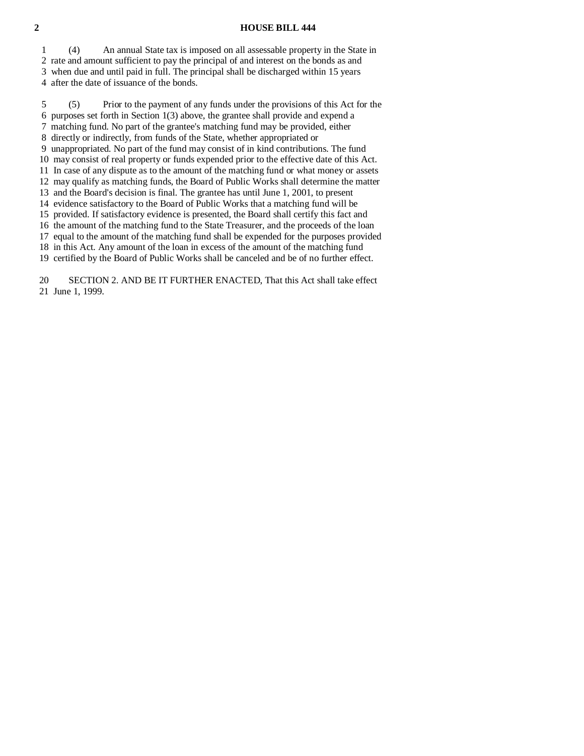(4) An annual State tax is imposed on all assessable property in the State in rate and amount sufficient to pay the principal of and interest on the bonds as and when due and until paid in full. The principal shall be discharged within 15 years after the date of issuance of the bonds.

(5) Prior to the payment of any funds under the provisions of this Act for the purposes set forth in Section 1(3) above, the grantee shall provide and expend a matching fund. No part of the grantee's matching fund may be provided, either directly or indirectly, from funds of the State, whether appropriated or unappropriated. No part of the fund may consist of in kind contributions. The fund may consist of real property or funds expended prior to the effective date of this Act. In case of any dispute as to the amount of the matching fund or what money or assets may qualify as matching funds, the Board of Public Works shall determine the matter and the Board's decision is final. The grantee has until June 1, 2001, to present evidence satisfactory to the Board of Public Works that a matching fund will be provided. If satisfactory evidence is presented, the Board shall certify this fact and the amount of the matching fund to the State Treasurer, and the proceeds of the loan equal to the amount of the matching fund shall be expended for the purposes provided in this Act. Any amount of the loan in excess of the amount of the matching fund certified by the Board of Public Works shall be canceled and be of no further effect.

SECTION 2. AND BE IT FURTHER ENACTED, That this Act shall take effect June 1, 1999.